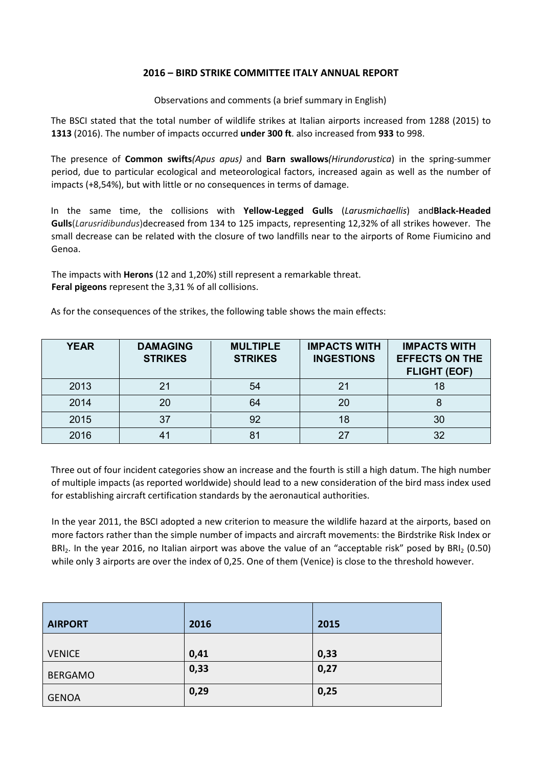**2016 – BIRD STRIKE COMMITTEE ITALY ANNUAL REPORT**

Observations and comments (a brief summary in English)

The BSCI stated that the total number of wildlife strikes at Italian airports increased from 1288 (2015) to **1313** (2016). The number of impacts occurred **under 300 ft**. also increased from **933** to 998.

The presence of **Common swifts***(Apus apus)* and **Barn swallows***(Hirundorustica*) in the spring-summer period, due to particular ecological and meteorological factors, increased again as well as the number of impacts (+8,54%), but with little or no consequences in terms of damage.

In the same time, the collisions with **Yellow-Legged Gulls** (*Larusmichaellis*) and**Black-Headed Gulls**(*Larusridibundus*)decreased from 134 to 125 impacts, representing 12,32% of all strikes however. The small decrease can be related with the closure of two landfills near to the airports of Rome Fiumicino and Genoa.

The impacts with **Herons** (12 and 1,20%) still represent a remarkable threat.
**Feral pigeons** represent the 3,31 % of all collisions.

As for the consequences of the strikes, the following table shows the main effects:

| YEAR | DAMAGING STRIKES | MULTIPLE STRIKES | IMPACTS WITH INGESTIONS | IMPACTS WITH EFFECTS ON THE FLIGHT (EOF) |
|---|---|---|---|---|
| 2013 | 21 | 54 | 21 | 18 |
| 2014 | 20 | 64 | 20 | 8 |
| 2015 | 37 | 92 | 18 | 30 |
| 2016 | 41 | 81 | 27 | 32 |

Three out of four incident categories show an increase and the fourth is still a high datum. The high number of multiple impacts (as reported worldwide) should lead to a new consideration of the bird mass index used for establishing aircraft certification standards by the aeronautical authorities.

In the year 2011, the BSCI adopted a new criterion to measure the wildlife hazard at the airports, based on more factors rather than the simple number of impacts and aircraft movements: the Birdstrike Risk Index or $BRI_2$. In the year 2016, no Italian airport was above the value of an "acceptable risk" posed by $BRI_2$ (0.50) while only 3 airports are over the index of 0,25. One of them (Venice) is close to the threshold however.

| AIRPORT | 2016 | 2015 |
|---|---|---|
| VENICE | **0,41** | **0,33** |
| BERGAMO | **0,33** | **0,27** |
| GENOA | **0,29** | **0,25** |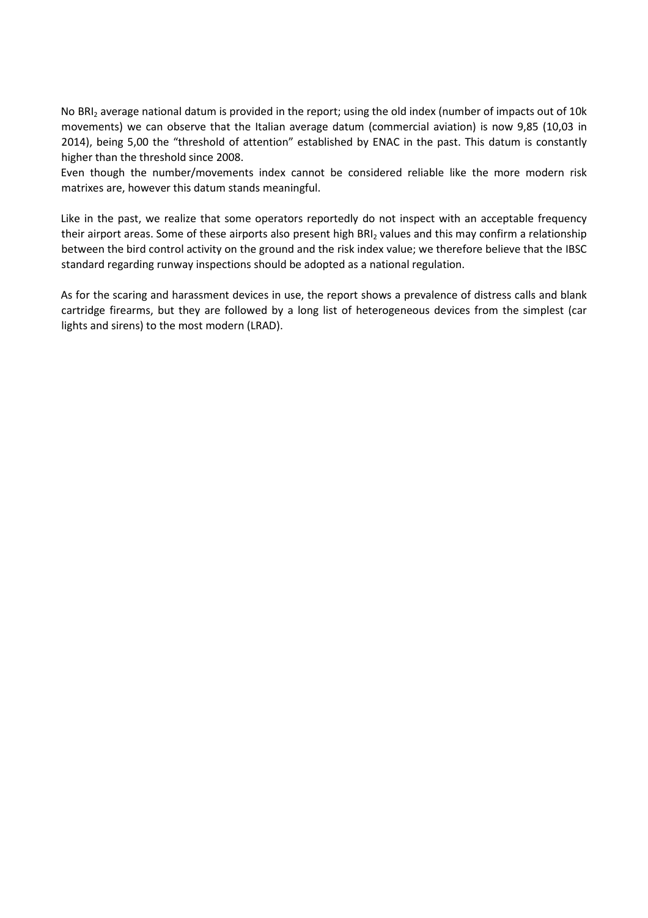No $BRI_2$ average national datum is provided in the report; using the old index (number of impacts out of 10k movements) we can observe that the Italian average datum (commercial aviation) is now 9,85 (10,03 in 2014), being 5,00 the "threshold of attention" established by ENAC in the past. This datum is constantly higher than the threshold since 2008.
Even though the number/movements index cannot be considered reliable like the more modern risk matrixes are, however this datum stands meaningful.

Like in the past, we realize that some operators reportedly do not inspect with an acceptable frequency their airport areas. Some of these airports also present high $BRI_2$ values and this may confirm a relationship between the bird control activity on the ground and the risk index value; we therefore believe that the IBSC standard regarding runway inspections should be adopted as a national regulation.

As for the scaring and harassment devices in use, the report shows a prevalence of distress calls and blank cartridge firearms, but they are followed by a long list of heterogeneous devices from the simplest (car lights and sirens) to the most modern (LRAD).